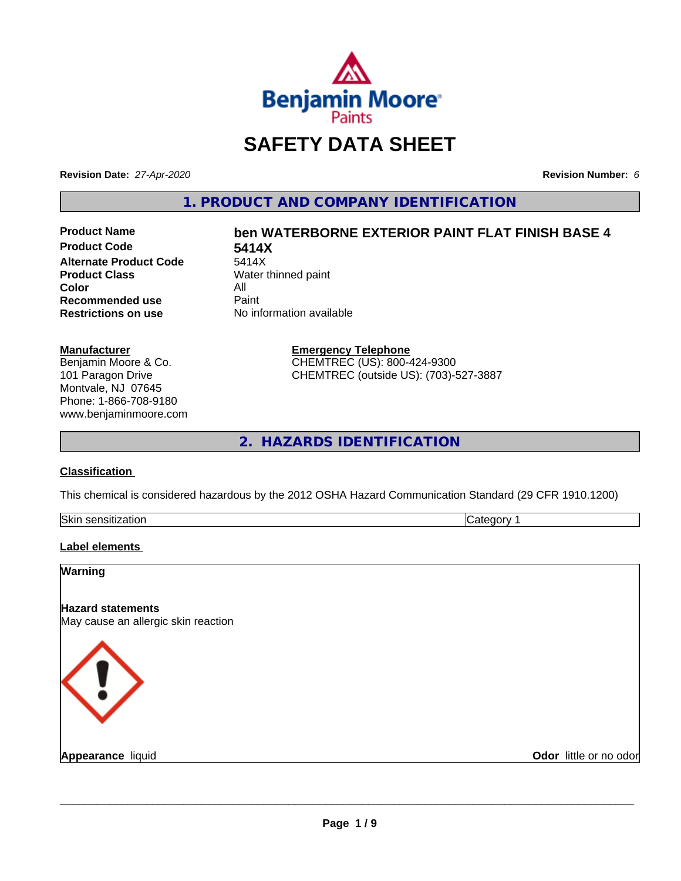# SAFETY DATA SHEET

**Revision Date:** *27-Apr-2020* **Revision Number:** *6*

## 1. PRODUCT AND COMPANY IDENTIFICATION

| | |
|---|---|
| **Product Name** | **ben WATERBORNE EXTERIOR PAINT FLAT FINISH BASE 4** |
| **Product Code** | **5414X** |
| **Alternate Product Code** | 5414X |
| **Product Class** | Water thinned paint |
| **Color** | All |
| **Recommended use** | Paint |
| **Restrictions on use** | No information available |

**Manufacturer**
Benjamin Moore & Co.
101 Paragon Drive
Montvale, NJ 07645
Phone: 1-866-708-9180
www.benjaminmoore.com

**Emergency Telephone**
CHEMTREC (US): 800-424-9300
CHEMTREC (outside US): (703)-527-3887

## 2. HAZARDS IDENTIFICATION

### Classification

This chemical is considered hazardous by the 2012 OSHA Hazard Communication Standard (29 CFR 1910.1200)

| | |
|---|---|
| Skin sensitization | Category 1 |

### Label elements

**Warning**

**Hazard statements**
May cause an allergic skin reaction

**Appearance** liquid **Odor** little or no odor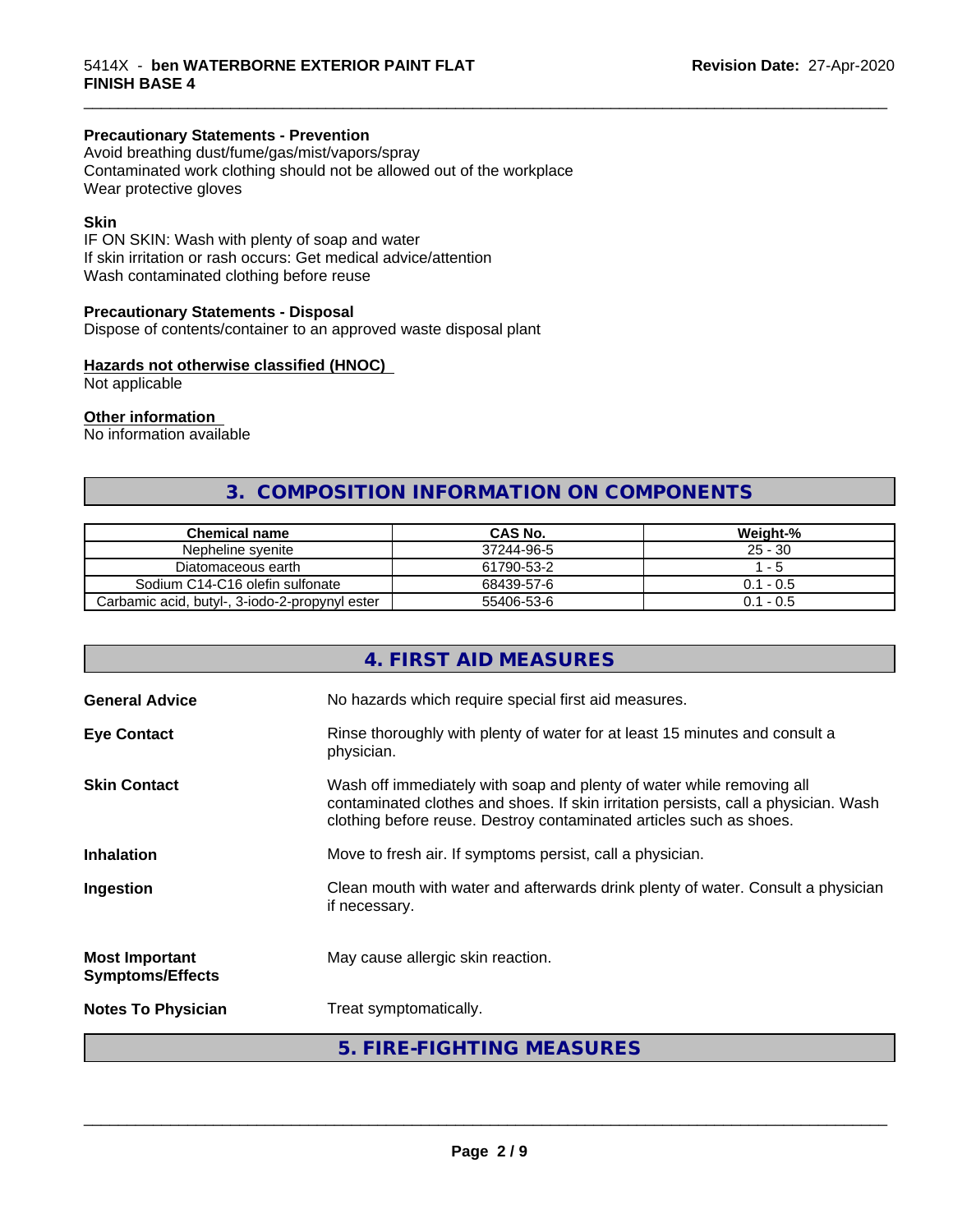**Precautionary Statements - Prevention**
Avoid breathing dust/fume/gas/mist/vapors/spray
Contaminated work clothing should not be allowed out of the workplace
Wear protective gloves

**Skin**
IF ON SKIN: Wash with plenty of soap and water
If skin irritation or rash occurs: Get medical advice/attention
Wash contaminated clothing before reuse

**Precautionary Statements - Disposal**
Dispose of contents/container to an approved waste disposal plant

**Hazards not otherwise classified (HNOC)**
Not applicable

**Other information**
No information available

## 3. COMPOSITION INFORMATION ON COMPONENTS

| Chemical name | CAS No. | Weight-% |
|---|---|---|
| Nepheline syenite | 37244-96-5 | 25 - 30 |
| Diatomaceous earth | 61790-53-2 | 1 - 5 |
| Sodium C14-C16 olefin sulfonate | 68439-57-6 | 0.1 - 0.5 |
| Carbamic acid, butyl-, 3-iodo-2-propynyl ester | 55406-53-6 | 0.1 - 0.5 |

## 4. FIRST AID MEASURES

**General Advice** No hazards which require special first aid measures.

**Eye Contact** Rinse thoroughly with plenty of water for at least 15 minutes and consult a physician.

**Skin Contact** Wash off immediately with soap and plenty of water while removing all contaminated clothes and shoes. If skin irritation persists, call a physician. Wash clothing before reuse. Destroy contaminated articles such as shoes.

**Inhalation** Move to fresh air. If symptoms persist, call a physician.

**Ingestion** Clean mouth with water and afterwards drink plenty of water. Consult a physician if necessary.

**Most Important Symptoms/Effects** May cause allergic skin reaction.

**Notes To Physician** Treat symptomatically.

## 5. FIRE-FIGHTING MEASURES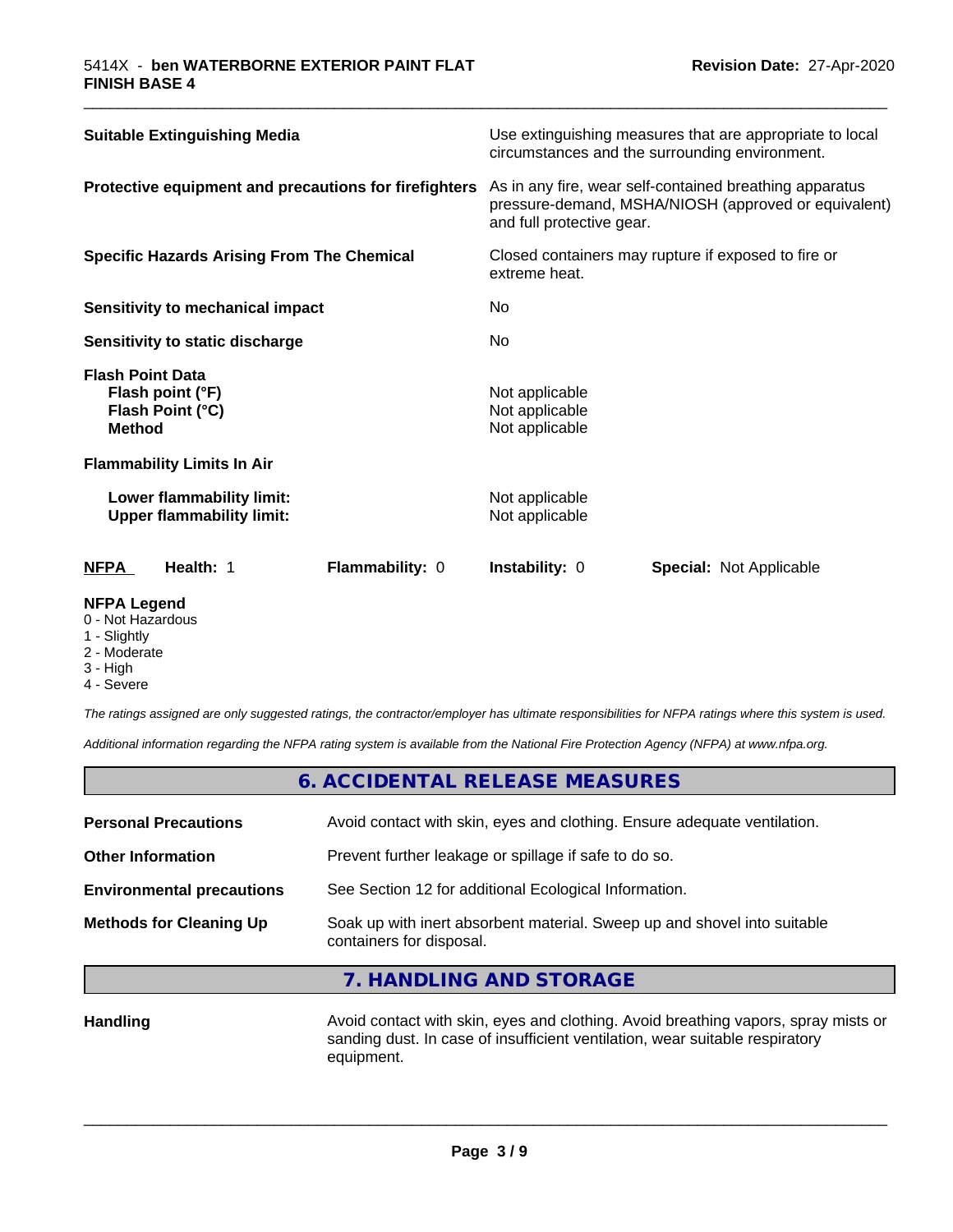| | |
|---|---|
| **Suitable Extinguishing Media** | Use extinguishing measures that are appropriate to local circumstances and the surrounding environment. |
| **Protective equipment and precautions for firefighters** | As in any fire, wear self-contained breathing apparatus pressure-demand, MSHA/NIOSH (approved or equivalent) and full protective gear. |
| **Specific Hazards Arising From The Chemical** | Closed containers may rupture if exposed to fire or extreme heat. |
| **Sensitivity to mechanical impact** | No |
| **Sensitivity to static discharge** | No |

**Flash Point Data**

| | |
|---|---|
| **Flash point (°F)** | Not applicable |
| **Flash Point (°C)** | Not applicable |
| **Method** | Not applicable |

**Flammability Limits In Air**

| | |
|---|---|
| **Lower flammability limit:** | Not applicable |
| **Upper flammability limit:** | Not applicable |

| NFPA | Health: 1 | Flammability: 0 | Instability: 0 | Special: Not Applicable |
|---|---|---|---|---|

**NFPA Legend**
- 0 - Not Hazardous
- 1 - Slightly
- 2 - Moderate
- 3 - High
- 4 - Severe

*The ratings assigned are only suggested ratings, the contractor/employer has ultimate responsibilities for NFPA ratings where this system is used.*

*Additional information regarding the NFPA rating system is available from the National Fire Protection Agency (NFPA) at www.nfpa.org.*

## 6. ACCIDENTAL RELEASE MEASURES

| | |
|---|---|
| **Personal Precautions** | Avoid contact with skin, eyes and clothing. Ensure adequate ventilation. |
| **Other Information** | Prevent further leakage or spillage if safe to do so. |
| **Environmental precautions** | See Section 12 for additional Ecological Information. |
| **Methods for Cleaning Up** | Soak up with inert absorbent material. Sweep up and shovel into suitable containers for disposal. |

## 7. HANDLING AND STORAGE

| | |
|---|---|
| **Handling** | Avoid contact with skin, eyes and clothing. Avoid breathing vapors, spray mists or sanding dust. In case of insufficient ventilation, wear suitable respiratory equipment. |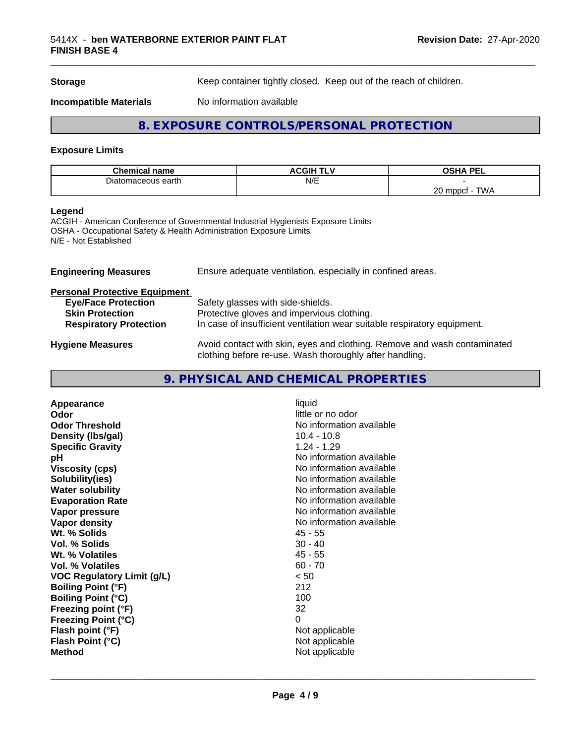| | |
|---|---|
| **Storage** | Keep container tightly closed. Keep out of the reach of children. |
| **Incompatible Materials** | No information available |

## 8. EXPOSURE CONTROLS/PERSONAL PROTECTION

### Exposure Limits

| Chemical name | ACGIH TLV | OSHA PEL |
|---|---|---|
| Diatomaceous earth | N/E | -<br>20 mppcf - TWA |

**Legend**

ACGIH - American Conference of Governmental Industrial Hygienists Exposure Limits
OSHA - Occupational Safety & Health Administration Exposure Limits
N/E - Not Established

**Engineering Measures** Ensure adequate ventilation, especially in confined areas.

**Personal Protective Equipment**

| | |
|---|---|
| **Eye/Face Protection** | Safety glasses with side-shields. |
| **Skin Protection** | Protective gloves and impervious clothing. |
| **Respiratory Protection** | In case of insufficient ventilation wear suitable respiratory equipment. |

**Hygiene Measures** Avoid contact with skin, eyes and clothing. Remove and wash contaminated clothing before re-use. Wash thoroughly after handling.

## 9. PHYSICAL AND CHEMICAL PROPERTIES

| | |
|---|---|
| **Appearance** | liquid |
| **Odor** | little or no odor |
| **Odor Threshold** | No information available |
| **Density (lbs/gal)** | 10.4 - 10.8 |
| **Specific Gravity** | 1.24 - 1.29 |
| **pH** | No information available |
| **Viscosity (cps)** | No information available |
| **Solubility(ies)** | No information available |
| **Water solubility** | No information available |
| **Evaporation Rate** | No information available |
| **Vapor pressure** | No information available |
| **Vapor density** | No information available |
| **Wt. % Solids** | 45 - 55 |
| **Vol. % Solids** | 30 - 40 |
| **Wt. % Volatiles** | 45 - 55 |
| **Vol. % Volatiles** | 60 - 70 |
| **VOC Regulatory Limit (g/L)** | < 50 |
| **Boiling Point (°F)** | 212 |
| **Boiling Point (°C)** | 100 |
| **Freezing point (°F)** | 32 |
| **Freezing Point (°C)** | 0 |
| **Flash point (°F)** | Not applicable |
| **Flash Point (°C)** | Not applicable |
| **Method** | Not applicable |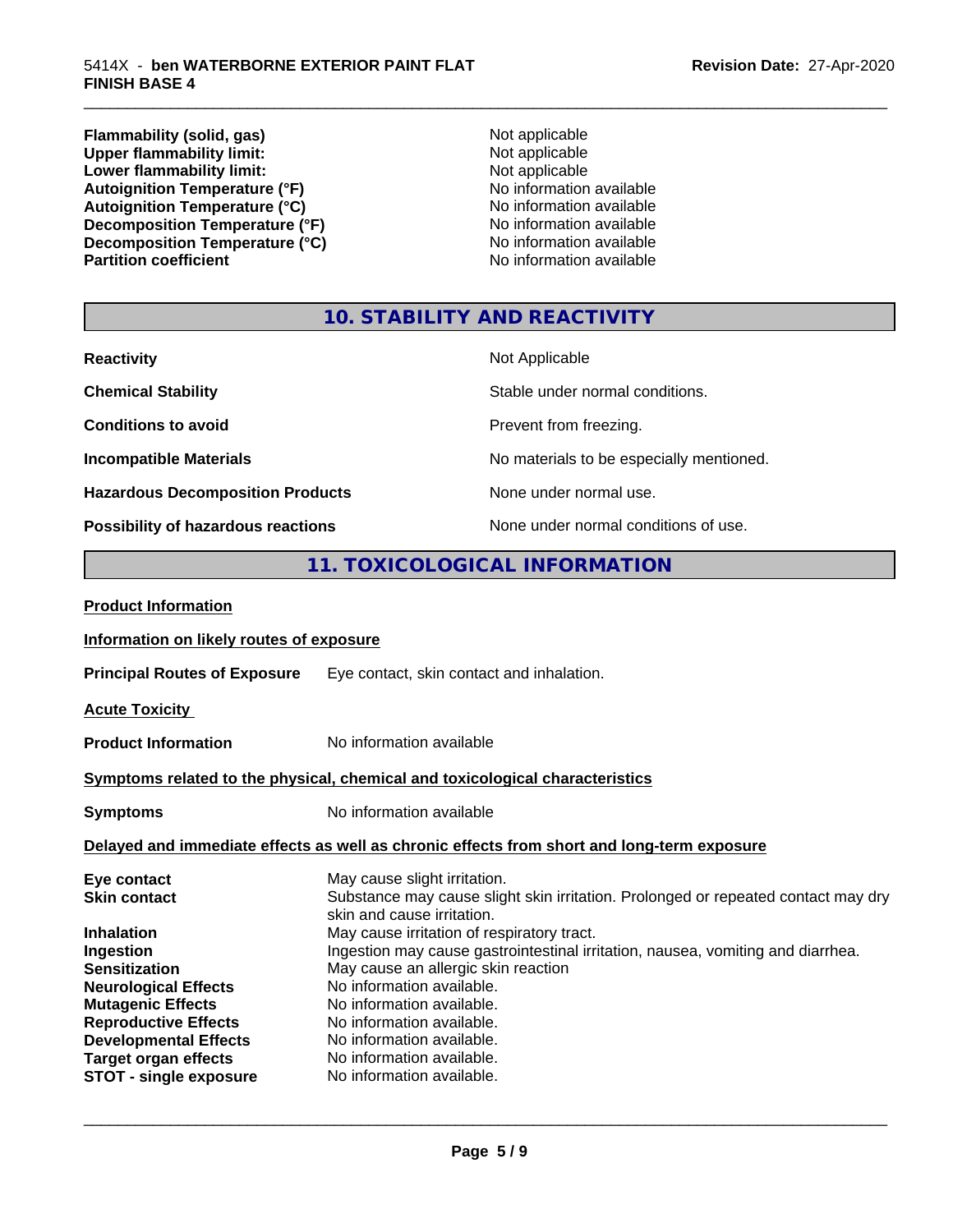| | |
|---|---|
| **Flammability (solid, gas)** | Not applicable |
| **Upper flammability limit:** | Not applicable |
| **Lower flammability limit:** | Not applicable |
| **Autoignition Temperature (°F)** | No information available |
| **Autoignition Temperature (°C)** | No information available |
| **Decomposition Temperature (°F)** | No information available |
| **Decomposition Temperature (°C)** | No information available |
| **Partition coefficient** | No information available |

## 10. STABILITY AND REACTIVITY

| | |
|---|---|
| **Reactivity** | Not Applicable |
| **Chemical Stability** | Stable under normal conditions. |
| **Conditions to avoid** | Prevent from freezing. |
| **Incompatible Materials** | No materials to be especially mentioned. |
| **Hazardous Decomposition Products** | None under normal use. |
| **Possibility of hazardous reactions** | None under normal conditions of use. |

## 11. TOXICOLOGICAL INFORMATION

**Product Information**

**Information on likely routes of exposure**

**Principal Routes of Exposure** Eye contact, skin contact and inhalation.

**Acute Toxicity**

**Product Information** No information available

**Symptoms related to the physical, chemical and toxicological characteristics**

**Symptoms** No information available

**Delayed and immediate effects as well as chronic effects from short and long-term exposure**

| | |
|---|---|
| **Eye contact** | May cause slight irritation. |
| **Skin contact** | Substance may cause slight skin irritation. Prolonged or repeated contact may dry skin and cause irritation. |
| **Inhalation** | May cause irritation of respiratory tract. |
| **Ingestion** | Ingestion may cause gastrointestinal irritation, nausea, vomiting and diarrhea. |
| **Sensitization** | May cause an allergic skin reaction |
| **Neurological Effects** | No information available. |
| **Mutagenic Effects** | No information available. |
| **Reproductive Effects** | No information available. |
| **Developmental Effects** | No information available. |
| **Target organ effects** | No information available. |
| **STOT - single exposure** | No information available. |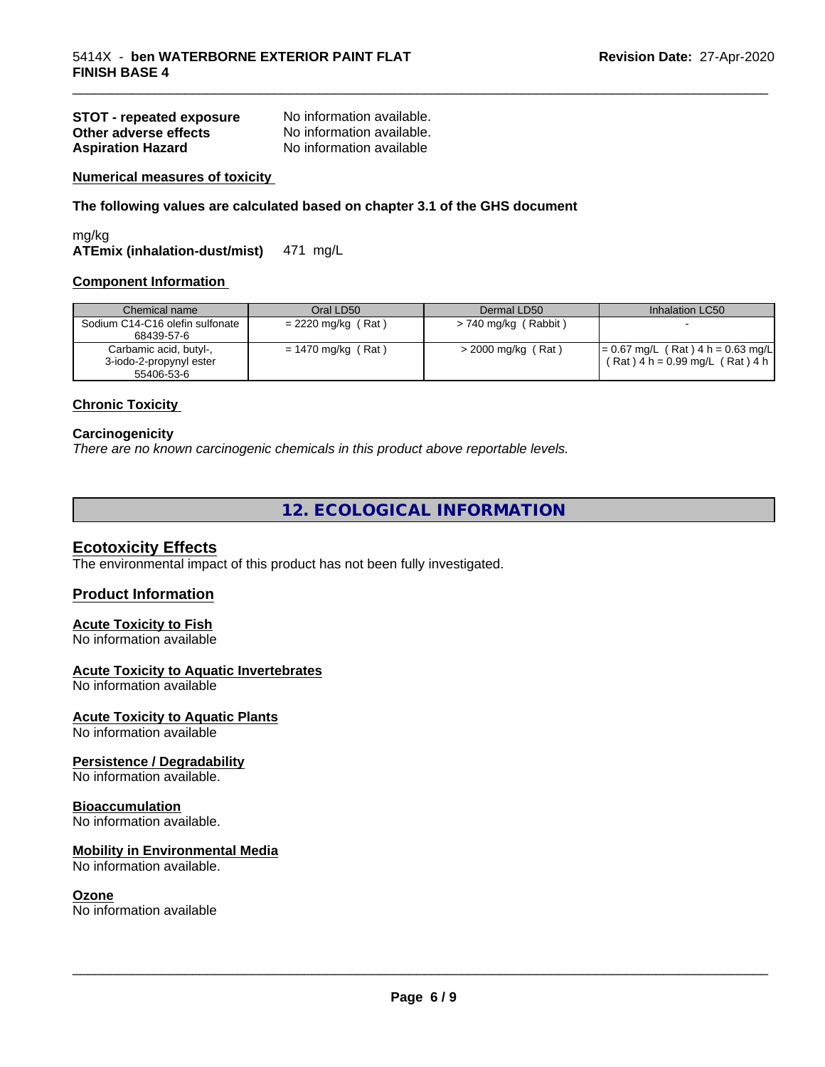**STOT - repeated exposure** No information available.
**Other adverse effects** No information available.
**Aspiration Hazard** No information available

**Numerical measures of toxicity**

**The following values are calculated based on chapter 3.1 of the GHS document**

mg/kg
**ATEmix (inhalation-dust/mist)** 471 mg/L

**Component Information**

| Chemical name | Oral LD50 | Dermal LD50 | Inhalation LC50 |
|---|---|---|---|
| Sodium C14-C16 olefin sulfonate 68439-57-6 | = 2220 mg/kg ( Rat ) | > 740 mg/kg ( Rabbit ) | - |
| Carbamic acid, butyl-, 3-iodo-2-propynyl ester 55406-53-6 | = 1470 mg/kg ( Rat ) | > 2000 mg/kg ( Rat ) | = 0.67 mg/L ( Rat ) 4 h = 0.63 mg/L ( Rat ) 4 h = 0.99 mg/L ( Rat ) 4 h |

**Chronic Toxicity**

**Carcinogenicity**
*There are no known carcinogenic chemicals in this product above reportable levels.*

## 12. ECOLOGICAL INFORMATION

### Ecotoxicity Effects
The environmental impact of this product has not been fully investigated.

### Product Information

**Acute Toxicity to Fish**
No information available

**Acute Toxicity to Aquatic Invertebrates**
No information available

**Acute Toxicity to Aquatic Plants**
No information available

**Persistence / Degradability**
No information available.

**Bioaccumulation**
No information available.

**Mobility in Environmental Media**
No information available.

**Ozone**
No information available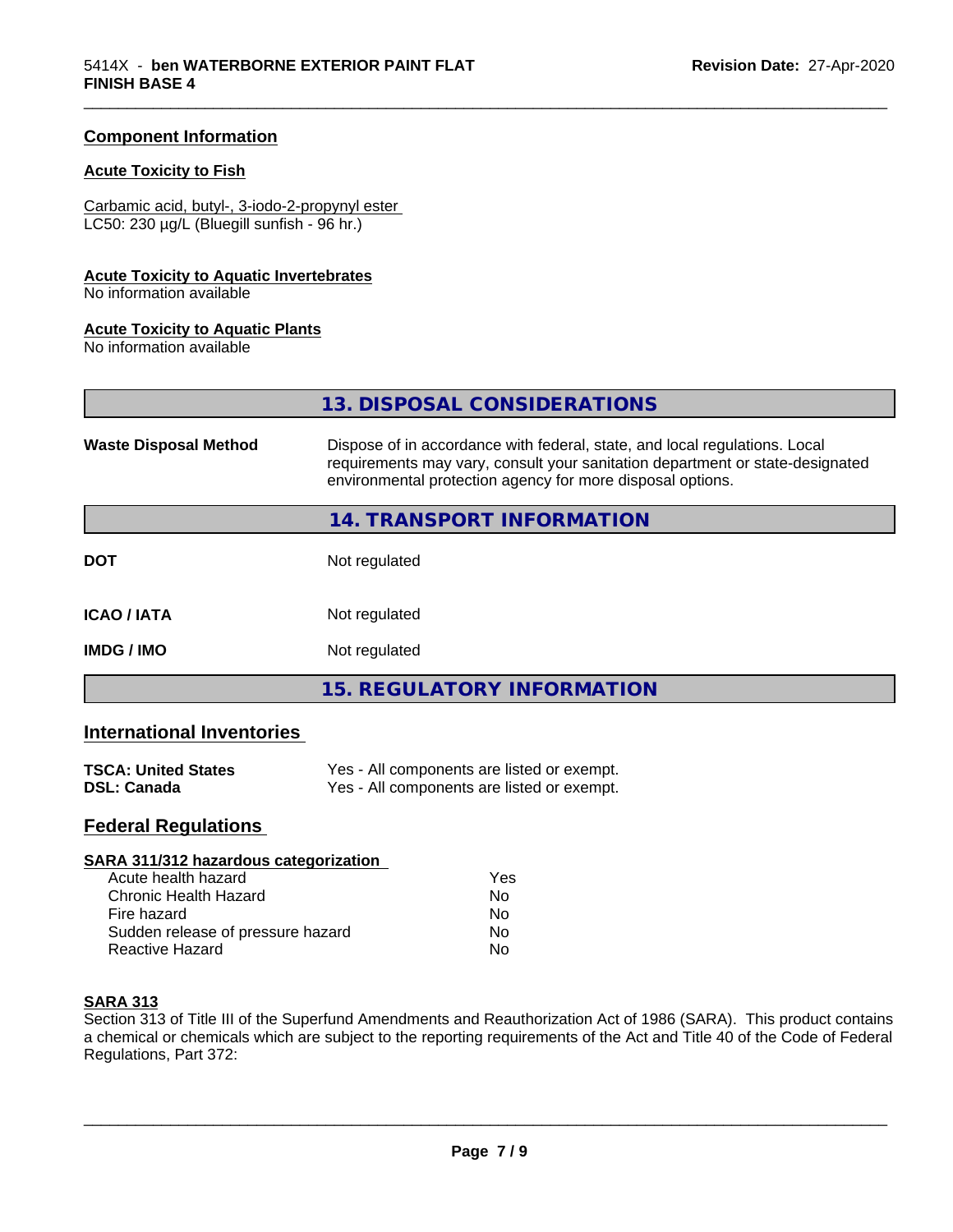## Component Information

### Acute Toxicity to Fish

Carbamic acid, butyl-, 3-iodo-2-propynyl ester
LC50: 230 µg/L (Bluegill sunfish - 96 hr.)

### Acute Toxicity to Aquatic Invertebrates

No information available

### Acute Toxicity to Aquatic Plants

No information available

## 13. DISPOSAL CONSIDERATIONS

| | |
|---|---|
| **Waste Disposal Method** | Dispose of in accordance with federal, state, and local regulations. Local requirements may vary, consult your sanitation department or state-designated environmental protection agency for more disposal options. |

## 14. TRANSPORT INFORMATION

| | |
|---|---|
| **DOT** | Not regulated |
| **ICAO / IATA** | Not regulated |
| **IMDG / IMO** | Not regulated |

## 15. REGULATORY INFORMATION

### International Inventories

| | |
|---|---|
| **TSCA: United States** | Yes - All components are listed or exempt. |
| **DSL: Canada** | Yes - All components are listed or exempt. |

### Federal Regulations

**SARA 311/312 hazardous categorization**

| | |
|---|---|
| Acute health hazard | Yes |
| Chronic Health Hazard | No |
| Fire hazard | No |
| Sudden release of pressure hazard | No |
| Reactive Hazard | No |

**SARA 313**

Section 313 of Title III of the Superfund Amendments and Reauthorization Act of 1986 (SARA). This product contains a chemical or chemicals which are subject to the reporting requirements of the Act and Title 40 of the Code of Federal Regulations, Part 372: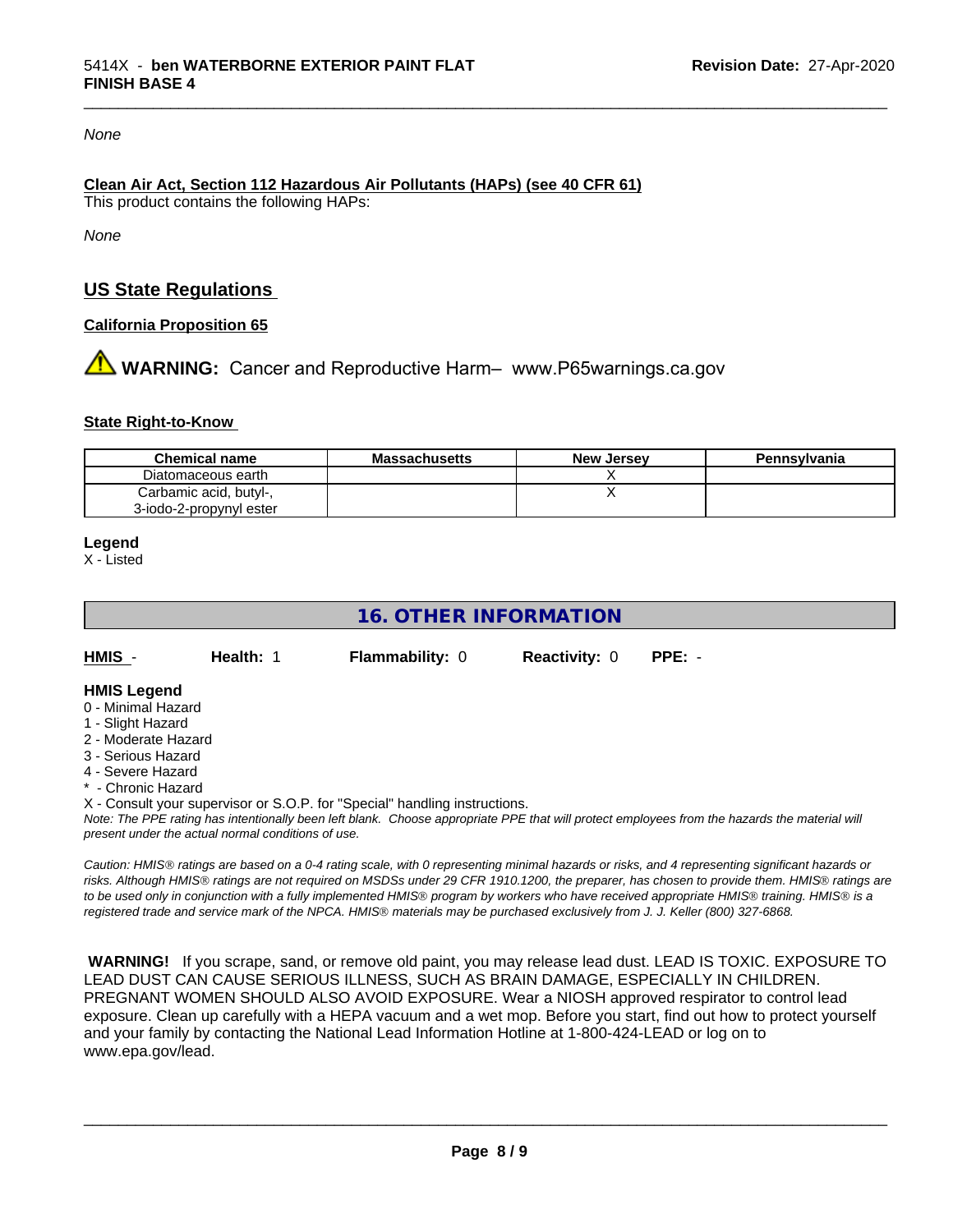*None*

**Clean Air Act, Section 112 Hazardous Air Pollutants (HAPs) (see 40 CFR 61)**
This product contains the following HAPs:

*None*

## US State Regulations

**California Proposition 65**

⚠ **WARNING:** Cancer and Reproductive Harm– www.P65warnings.ca.gov

**State Right-to-Know**

| Chemical name | Massachusetts | New Jersey | Pennsylvania |
|---|---|---|---|
| Diatomaceous earth | | X | |
| Carbamic acid, butyl-, 3-iodo-2-propynyl ester | | X | |

**Legend**
X - Listed

## 16. OTHER INFORMATION

**HMIS** - **Health:** 1 **Flammability:** 0 **Reactivity:** 0 **PPE:** -

**HMIS Legend**
0 - Minimal Hazard
1 - Slight Hazard
2 - Moderate Hazard
3 - Serious Hazard
4 - Severe Hazard
* - Chronic Hazard
X - Consult your supervisor or S.O.P. for "Special" handling instructions.
*Note: The PPE rating has intentionally been left blank. Choose appropriate PPE that will protect employees from the hazards the material will present under the actual normal conditions of use.*

*Caution: HMIS® ratings are based on a 0-4 rating scale, with 0 representing minimal hazards or risks, and 4 representing significant hazards or risks. Although HMIS® ratings are not required on MSDSs under 29 CFR 1910.1200, the preparer, has chosen to provide them. HMIS® ratings are to be used only in conjunction with a fully implemented HMIS® program by workers who have received appropriate HMIS® training. HMIS® is a registered trade and service mark of the NPCA. HMIS® materials may be purchased exclusively from J. J. Keller (800) 327-6868.*

**WARNING!** If you scrape, sand, or remove old paint, you may release lead dust. LEAD IS TOXIC. EXPOSURE TO LEAD DUST CAN CAUSE SERIOUS ILLNESS, SUCH AS BRAIN DAMAGE, ESPECIALLY IN CHILDREN. PREGNANT WOMEN SHOULD ALSO AVOID EXPOSURE. Wear a NIOSH approved respirator to control lead exposure. Clean up carefully with a HEPA vacuum and a wet mop. Before you start, find out how to protect yourself and your family by contacting the National Lead Information Hotline at 1-800-424-LEAD or log on to www.epa.gov/lead.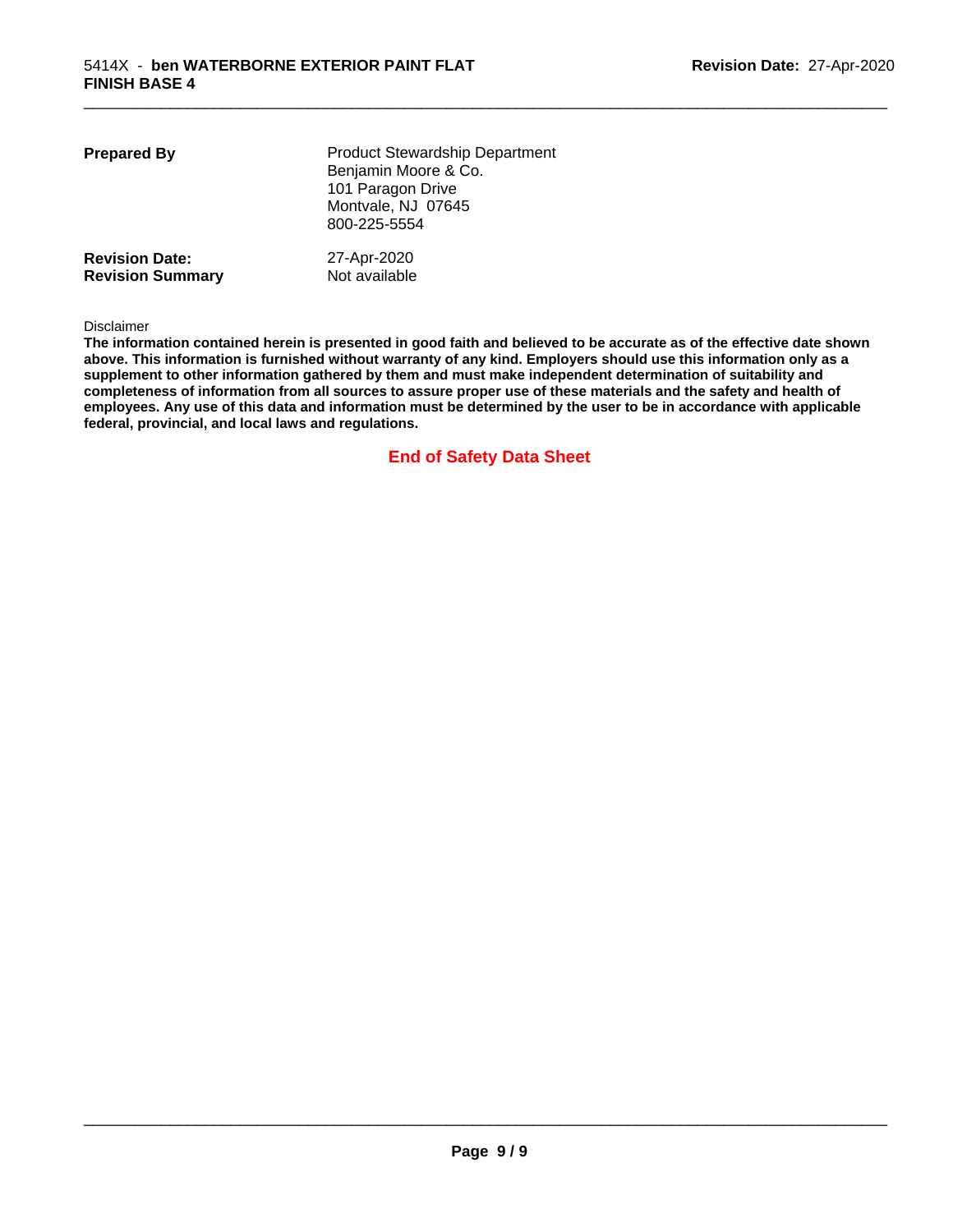| | |
|---|---|
| **Prepared By** | Product Stewardship Department<br>Benjamin Moore & Co.<br>101 Paragon Drive<br>Montvale, NJ 07645<br>800-225-5554 |
| **Revision Date:** | 27-Apr-2020 |
| **Revision Summary** | Not available |

Disclaimer

**The information contained herein is presented in good faith and believed to be accurate as of the effective date shown above. This information is furnished without warranty of any kind. Employers should use this information only as a supplement to other information gathered by them and must make independent determination of suitability and completeness of information from all sources to assure proper use of these materials and the safety and health of employees. Any use of this data and information must be determined by the user to be in accordance with applicable federal, provincial, and local laws and regulations.**

**End of Safety Data Sheet**